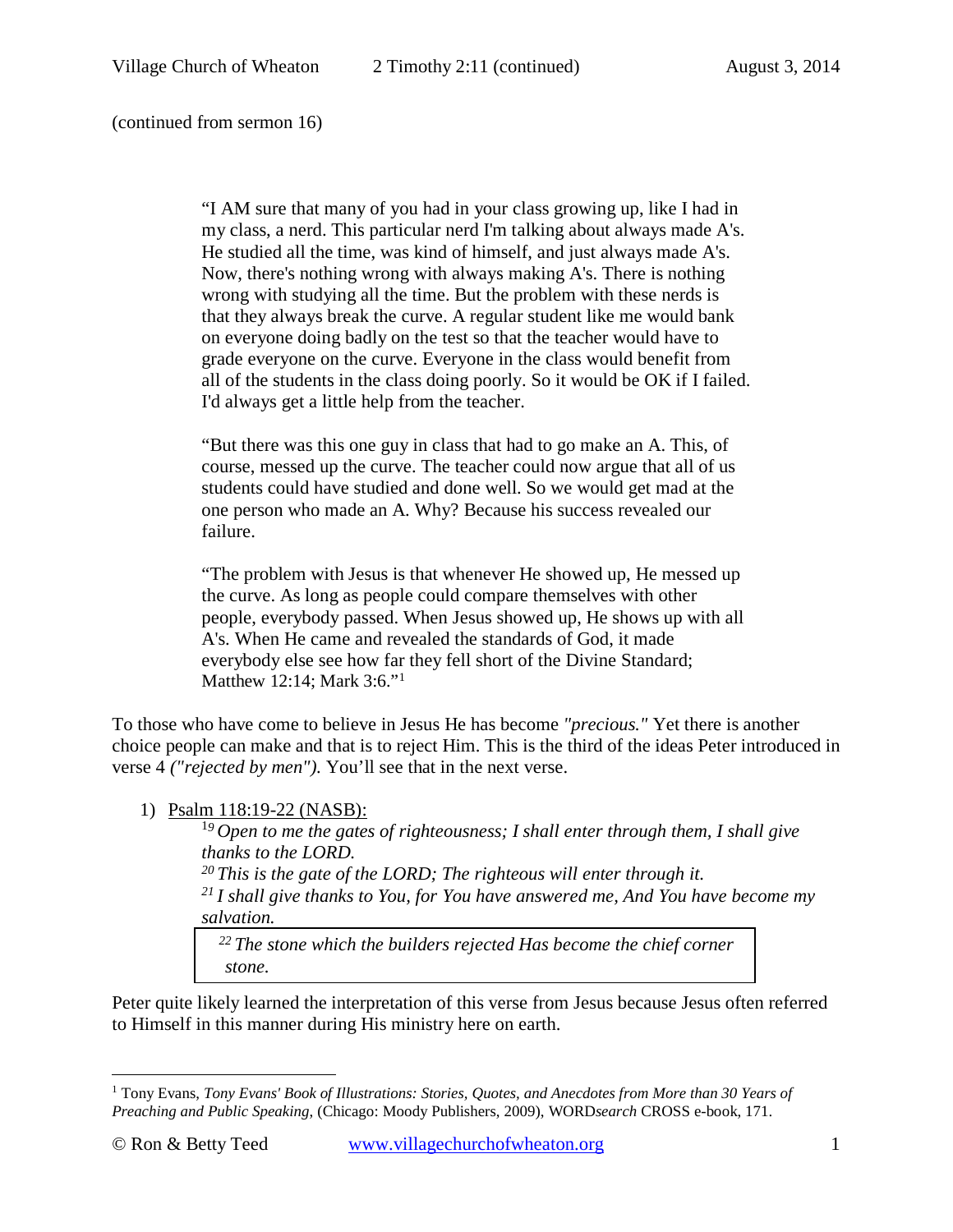(continued from sermon 16)

> "I AM sure that many of you had in your class growing up, like I had in my class, a nerd. This particular nerd I'm talking about always made A's. He studied all the time, was kind of himself, and just always made A's. Now, there's nothing wrong with always making A's. There is nothing wrong with studying all the time. But the problem with these nerds is that they always break the curve. A regular student like me would bank on everyone doing badly on the test so that the teacher would have to grade everyone on the curve. Everyone in the class would benefit from all of the students in the class doing poorly. So it would be OK if I failed. I'd always get a little help from the teacher.
>
> "But there was this one guy in class that had to go make an A. This, of course, messed up the curve. The teacher could now argue that all of us students could have studied and done well. So we would get mad at the one person who made an A. Why? Because his success revealed our failure.
>
> "The problem with Jesus is that whenever He showed up, He messed up the curve. As long as people could compare themselves with other people, everybody passed. When Jesus showed up, He shows up with all A's. When He came and revealed the standards of God, it made everybody else see how far they fell short of the Divine Standard; Matthew 12:14; Mark 3:6."[1]

To those who have come to believe in Jesus He has become *"precious."* Yet there is another choice people can make and that is to reject Him. This is the third of the ideas Peter introduced in verse 4 *("rejected by men").* You'll see that in the next verse.

1) Psalm 118:19-22 (NASB):

   *[19] Open to me the gates of righteousness; I shall enter through them, I shall give thanks to the LORD.*
   *[20] This is the gate of the LORD; The righteous will enter through it.*
   *[21] I shall give thanks to You, for You have answered me, And You have become my salvation.*

   | *[22] The stone which the builders rejected Has become the chief corner stone.* |
   |---|

Peter quite likely learned the interpretation of this verse from Jesus because Jesus often referred to Himself in this manner during His ministry here on earth.

---

[1] Tony Evans, *Tony Evans' Book of Illustrations: Stories, Quotes, and Anecdotes from More than 30 Years of Preaching and Public Speaking,* (Chicago: Moody Publishers, 2009), WORD*search* CROSS e-book, 171.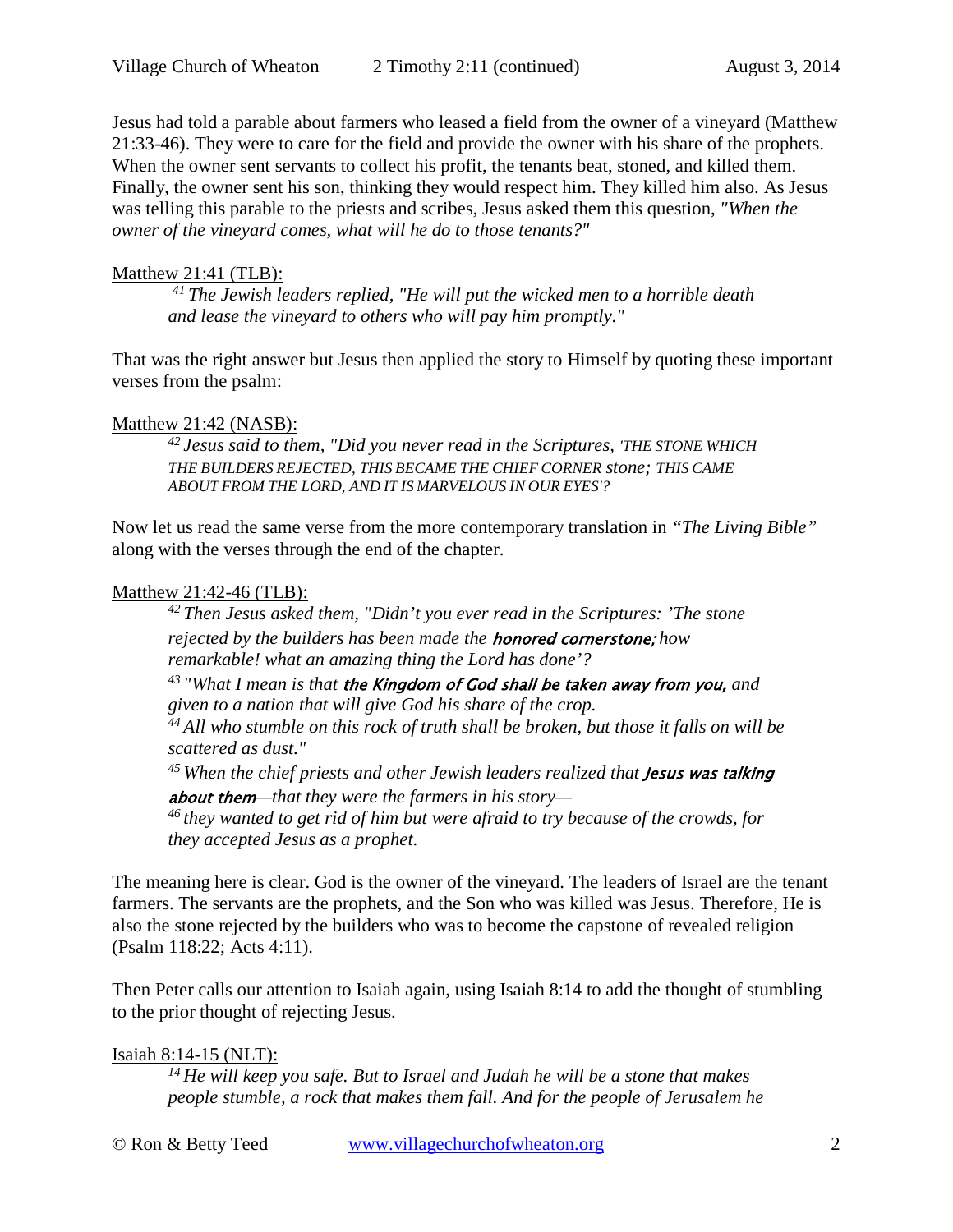Jesus had told a parable about farmers who leased a field from the owner of a vineyard (Matthew 21:33-46). They were to care for the field and provide the owner with his share of the prophets. When the owner sent servants to collect his profit, the tenants beat, stoned, and killed them. Finally, the owner sent his son, thinking they would respect him. They killed him also. As Jesus was telling this parable to the priests and scribes, Jesus asked them this question, *"When the owner of the vineyard comes, what will he do to those tenants?"*

Matthew 21:41 (TLB):

> [41] *The Jewish leaders replied, "He will put the wicked men to a horrible death and lease the vineyard to others who will pay him promptly."*

That was the right answer but Jesus then applied the story to Himself by quoting these important verses from the psalm:

Matthew 21:42 (NASB):

> [42] *Jesus said to them, "Did you never read in the Scriptures, 'THE STONE WHICH THE BUILDERS REJECTED, THIS BECAME THE CHIEF CORNER stone; THIS CAME ABOUT FROM THE LORD, AND IT IS MARVELOUS IN OUR EYES'?*

Now let us read the same verse from the more contemporary translation in *"The Living Bible"* along with the verses through the end of the chapter.

Matthew 21:42-46 (TLB):

> [42] *Then Jesus asked them, "Didn't you ever read in the Scriptures: 'The stone rejected by the builders has been made the* ***honored cornerstone;*** *how remarkable! what an amazing thing the Lord has done'?*
>
> [43] *"What I mean is that* ***the Kingdom of God shall be taken away from you,*** *and given to a nation that will give God his share of the crop.*
>
> [44] *All who stumble on this rock of truth shall be broken, but those it falls on will be scattered as dust."*
>
> [45] *When the chief priests and other Jewish leaders realized that* ***Jesus was talking about them****—that they were the farmers in his story—*
>
> [46] *they wanted to get rid of him but were afraid to try because of the crowds, for they accepted Jesus as a prophet.*

The meaning here is clear. God is the owner of the vineyard. The leaders of Israel are the tenant farmers. The servants are the prophets, and the Son who was killed was Jesus. Therefore, He is also the stone rejected by the builders who was to become the capstone of revealed religion (Psalm 118:22; Acts 4:11).

Then Peter calls our attention to Isaiah again, using Isaiah 8:14 to add the thought of stumbling to the prior thought of rejecting Jesus.

Isaiah 8:14-15 (NLT):

> [14] *He will keep you safe. But to Israel and Judah he will be a stone that makes people stumble, a rock that makes them fall. And for the people of Jerusalem he*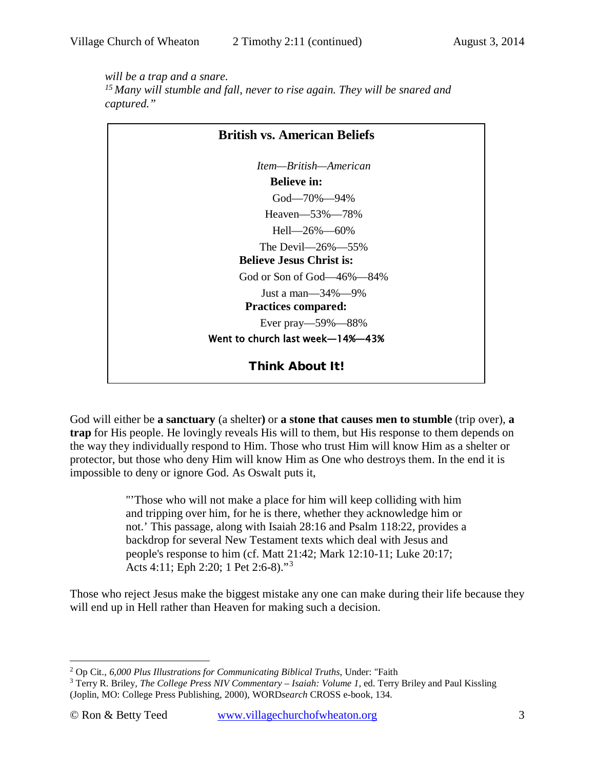*will be a trap and a snare.*
*[15] Many will stumble and fall, never to rise again. They will be snared and captured."*

**British vs. American Beliefs**

*Item—British—American*

**Believe in:**

God—70%—94%

Heaven—53%—78%

Hell—26%—60%

The Devil—26%—55%

**Believe Jesus Christ is:**

God or Son of God—46%—84%

Just a man—34%—9%

**Practices compared:**

Ever pray—59%—88%

Went to church last week—14%—43%

**Think About It!**

God will either be **a sanctuary** (a shelter**)** or **a stone that causes men to stumble** (trip over), **a trap** for His people. He lovingly reveals His will to them, but His response to them depends on the way they individually respond to Him. Those who trust Him will know Him as a shelter or protector, but those who deny Him will know Him as One who destroys them. In the end it is impossible to deny or ignore God. As Oswalt puts it,

> "'Those who will not make a place for him will keep colliding with him and tripping over him, for he is there, whether they acknowledge him or not.' This passage, along with Isaiah 28:16 and Psalm 118:22, provides a backdrop for several New Testament texts which deal with Jesus and people's response to him (cf. Matt 21:42; Mark 12:10-11; Luke 20:17; Acts 4:11; Eph 2:20; 1 Pet 2:6-8)."[3]

Those who reject Jesus make the biggest mistake any one can make during their life because they will end up in Hell rather than Heaven for making such a decision.

---

[2] Op Cit., *6,000 Plus Illustrations for Communicating Biblical Truths*, Under: "Faith

[3] Terry R. Briley, *The College Press NIV Commentary – Isaiah: Volume 1*, ed. Terry Briley and Paul Kissling (Joplin, MO: College Press Publishing, 2000), WORD*search* CROSS e-book, 134.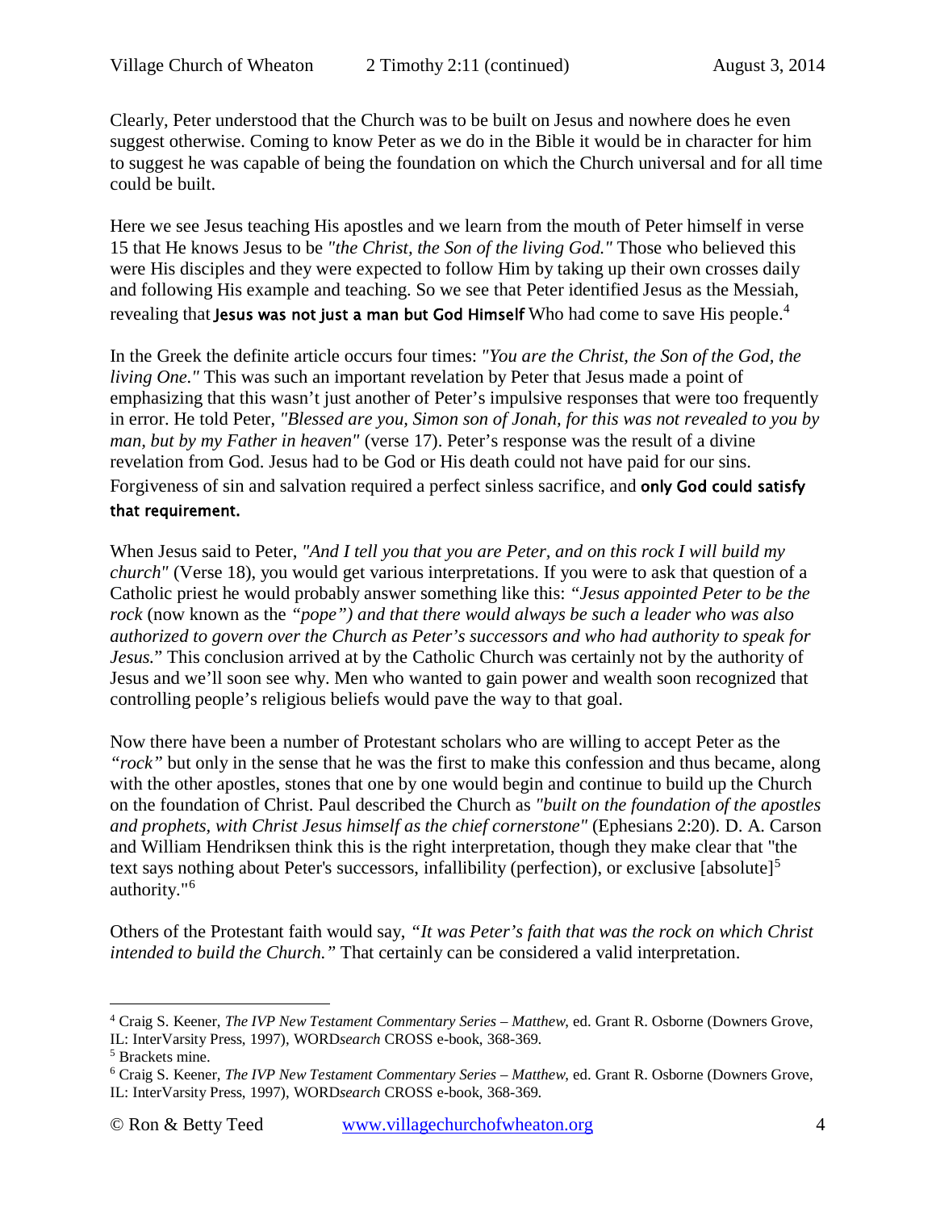Clearly, Peter understood that the Church was to be built on Jesus and nowhere does he even suggest otherwise. Coming to know Peter as we do in the Bible it would be in character for him to suggest he was capable of being the foundation on which the Church universal and for all time could be built.

Here we see Jesus teaching His apostles and we learn from the mouth of Peter himself in verse 15 that He knows Jesus to be *"the Christ, the Son of the living God."* Those who believed this were His disciples and they were expected to follow Him by taking up their own crosses daily and following His example and teaching. So we see that Peter identified Jesus as the Messiah, revealing that **Jesus was not just a man but God Himself** Who had come to save His people.[4]

In the Greek the definite article occurs four times: *"You are the Christ, the Son of the God, the living One."* This was such an important revelation by Peter that Jesus made a point of emphasizing that this wasn't just another of Peter's impulsive responses that were too frequently in error. He told Peter, *"Blessed are you, Simon son of Jonah, for this was not revealed to you by man, but by my Father in heaven"* (verse 17). Peter's response was the result of a divine revelation from God. Jesus had to be God or His death could not have paid for our sins. Forgiveness of sin and salvation required a perfect sinless sacrifice, and **only God could satisfy that requirement.**

When Jesus said to Peter, *"And I tell you that you are Peter, and on this rock I will build my church"* (Verse 18), you would get various interpretations. If you were to ask that question of a Catholic priest he would probably answer something like this: *"Jesus appointed Peter to be the rock* (now known as the *"pope") and that there would always be such a leader who was also authorized to govern over the Church as Peter's successors and who had authority to speak for Jesus."* This conclusion arrived at by the Catholic Church was certainly not by the authority of Jesus and we'll soon see why. Men who wanted to gain power and wealth soon recognized that controlling people's religious beliefs would pave the way to that goal.

Now there have been a number of Protestant scholars who are willing to accept Peter as the *"rock"* but only in the sense that he was the first to make this confession and thus became, along with the other apostles, stones that one by one would begin and continue to build up the Church on the foundation of Christ. Paul described the Church as *"built on the foundation of the apostles and prophets, with Christ Jesus himself as the chief cornerstone"* (Ephesians 2:20). D. A. Carson and William Hendriksen think this is the right interpretation, though they make clear that "the text says nothing about Peter's successors, infallibility (perfection), or exclusive [absolute][5] authority."[6]

Others of the Protestant faith would say, *"It was Peter's faith that was the rock on which Christ intended to build the Church."* That certainly can be considered a valid interpretation.

---

[4] Craig S. Keener, *The IVP New Testament Commentary Series – Matthew,* ed. Grant R. Osborne (Downers Grove, IL: InterVarsity Press, 1997), WORD*search* CROSS e-book, 368-369.

[5] Brackets mine.

[6] Craig S. Keener, *The IVP New Testament Commentary Series – Matthew,* ed. Grant R. Osborne (Downers Grove, IL: InterVarsity Press, 1997), WORD*search* CROSS e-book, 368-369.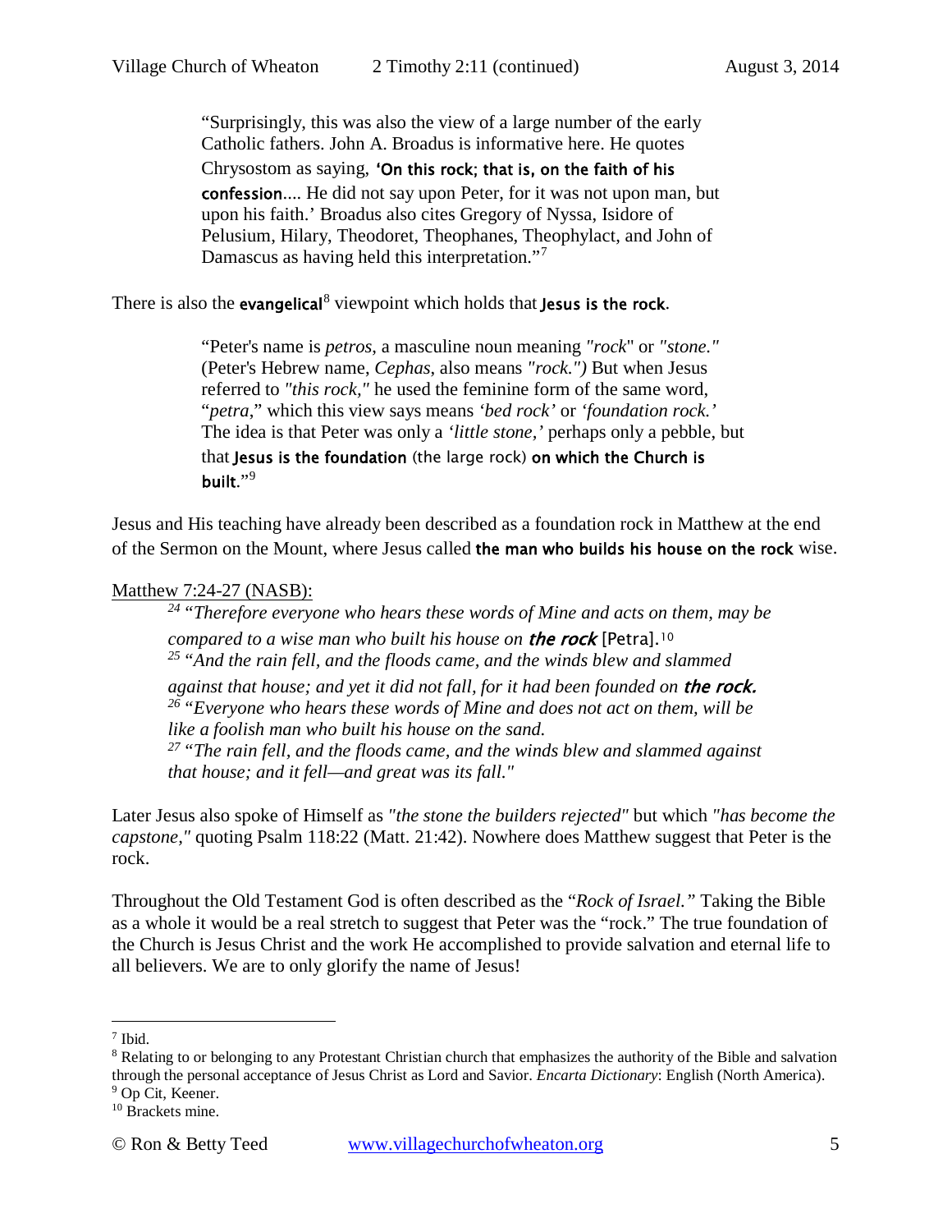> "Surprisingly, this was also the view of a large number of the early Catholic fathers. John A. Broadus is informative here. He quotes Chrysostom as saying, **'On this rock; that is, on the faith of his confession**.... He did not say upon Peter, for it was not upon man, but upon his faith.' Broadus also cites Gregory of Nyssa, Isidore of Pelusium, Hilary, Theodoret, Theophanes, Theophylact, and John of Damascus as having held this interpretation."[7]

There is also the **evangelical**[8] viewpoint which holds that **Jesus is the rock**.

> "Peter's name is *petros*, a masculine noun meaning *"rock*" or *"stone."* (Peter's Hebrew name, *Cephas*, also means *"rock.")* But when Jesus referred to *"this rock,"* he used the feminine form of the same word, "*petra*," which this view says means *'bed rock'* or *'foundation rock.'* The idea is that Peter was only a *'little stone,'* perhaps only a pebble, but that **Jesus is the foundation** (the large rock) **on which the Church is built**."[9]

Jesus and His teaching have already been described as a foundation rock in Matthew at the end of the Sermon on the Mount, where Jesus called **the man who builds his house on the rock** wise.

<u>Matthew 7:24-27 (NASB):</u>

> [24] *"Therefore everyone who hears these words of Mine and acts on them, may be compared to a wise man who built his house on* ***the rock*** [Petra].[10]
> [25] *"And the rain fell, and the floods came, and the winds blew and slammed against that house; and yet it did not fall, for it had been founded on* ***the rock.***
> [26] *"Everyone who hears these words of Mine and does not act on them, will be like a foolish man who built his house on the sand.*
> [27] *"The rain fell, and the floods came, and the winds blew and slammed against that house; and it fell—and great was its fall."*

Later Jesus also spoke of Himself as *"the stone the builders rejected"* but which *"has become the capstone,"* quoting Psalm 118:22 (Matt. 21:42). Nowhere does Matthew suggest that Peter is the rock.

Throughout the Old Testament God is often described as the "*Rock of Israel."* Taking the Bible as a whole it would be a real stretch to suggest that Peter was the "rock." The true foundation of the Church is Jesus Christ and the work He accomplished to provide salvation and eternal life to all believers. We are to only glorify the name of Jesus!

---

[7] Ibid.

[8] Relating to or belonging to any Protestant Christian church that emphasizes the authority of the Bible and salvation through the personal acceptance of Jesus Christ as Lord and Savior. *Encarta Dictionary*: English (North America).

[9] Op Cit, Keener.

[10] Brackets mine.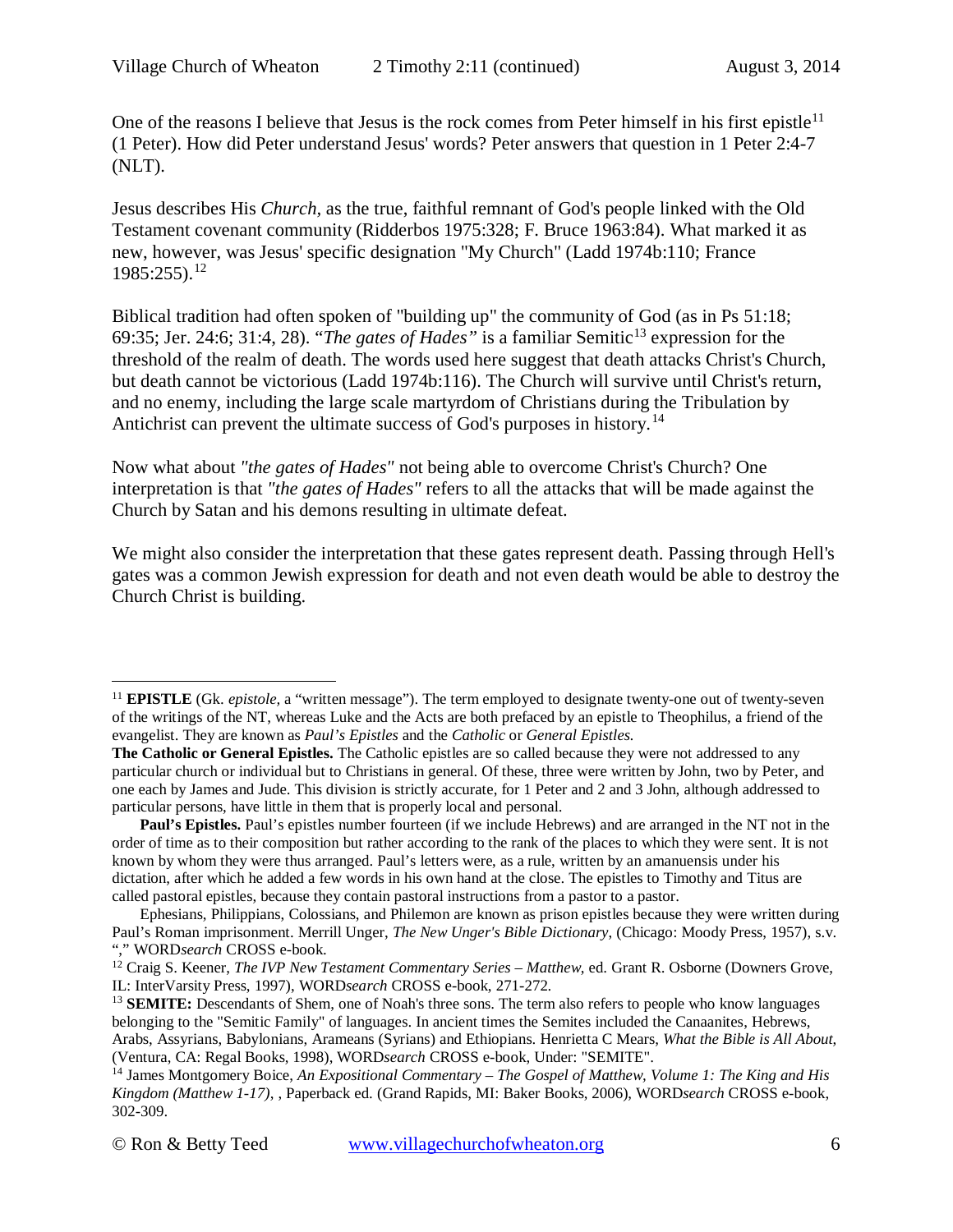One of the reasons I believe that Jesus is the rock comes from Peter himself in his first epistle[11] (1 Peter). How did Peter understand Jesus' words? Peter answers that question in 1 Peter 2:4-7 (NLT).

Jesus describes His *Church*, as the true, faithful remnant of God's people linked with the Old Testament covenant community (Ridderbos 1975:328; F. Bruce 1963:84). What marked it as new, however, was Jesus' specific designation "My Church" (Ladd 1974b:110; France 1985:255).[12]

Biblical tradition had often spoken of "building up" the community of God (as in Ps 51:18; 69:35; Jer. 24:6; 31:4, 28). "*The gates of Hades"* is a familiar Semitic[13] expression for the threshold of the realm of death. The words used here suggest that death attacks Christ's Church, but death cannot be victorious (Ladd 1974b:116). The Church will survive until Christ's return, and no enemy, including the large scale martyrdom of Christians during the Tribulation by Antichrist can prevent the ultimate success of God's purposes in history.[14]

Now what about *"the gates of Hades"* not being able to overcome Christ's Church? One interpretation is that *"the gates of Hades"* refers to all the attacks that will be made against the Church by Satan and his demons resulting in ultimate defeat.

We might also consider the interpretation that these gates represent death. Passing through Hell's gates was a common Jewish expression for death and not even death would be able to destroy the Church Christ is building.

---

[11] **EPISTLE** (Gk. *epistole*, a "written message"). The term employed to designate twenty-one out of twenty-seven of the writings of the NT, whereas Luke and the Acts are both prefaced by an epistle to Theophilus, a friend of the evangelist. They are known as *Paul's Epistles* and the *Catholic* or *General Epistles.*

**The Catholic or General Epistles.** The Catholic epistles are so called because they were not addressed to any particular church or individual but to Christians in general. Of these, three were written by John, two by Peter, and one each by James and Jude. This division is strictly accurate, for 1 Peter and 2 and 3 John, although addressed to particular persons, have little in them that is properly local and personal.

**Paul's Epistles.** Paul's epistles number fourteen (if we include Hebrews) and are arranged in the NT not in the order of time as to their composition but rather according to the rank of the places to which they were sent. It is not known by whom they were thus arranged. Paul's letters were, as a rule, written by an amanuensis under his dictation, after which he added a few words in his own hand at the close. The epistles to Timothy and Titus are called pastoral epistles, because they contain pastoral instructions from a pastor to a pastor.

Ephesians, Philippians, Colossians, and Philemon are known as prison epistles because they were written during Paul's Roman imprisonment. Merrill Unger, *The New Unger's Bible Dictionary*, (Chicago: Moody Press, 1957), s.v. "," WORD*search* CROSS e-book.

[12] Craig S. Keener, *The IVP New Testament Commentary Series – Matthew*, ed. Grant R. Osborne (Downers Grove, IL: InterVarsity Press, 1997), WORD*search* CROSS e-book, 271-272.

[13] **SEMITE:** Descendants of Shem, one of Noah's three sons. The term also refers to people who know languages belonging to the "Semitic Family" of languages. In ancient times the Semites included the Canaanites, Hebrews, Arabs, Assyrians, Babylonians, Arameans (Syrians) and Ethiopians. Henrietta C Mears, *What the Bible is All About*, (Ventura, CA: Regal Books, 1998), WORD*search* CROSS e-book, Under: "SEMITE".

[14] James Montgomery Boice, *An Expositional Commentary – The Gospel of Matthew, Volume 1: The King and His Kingdom (Matthew 1-17)*, , Paperback ed. (Grand Rapids, MI: Baker Books, 2006), WORD*search* CROSS e-book, 302-309.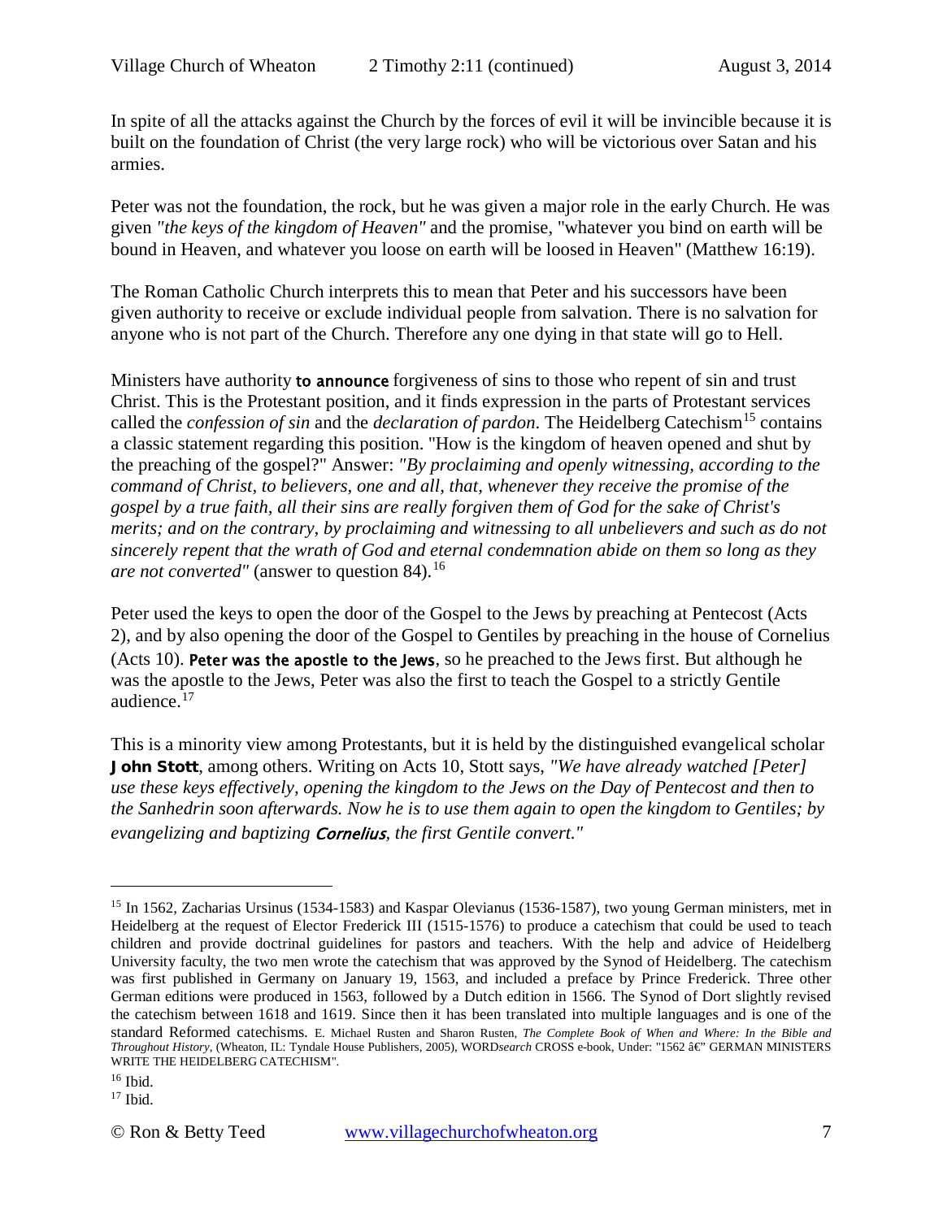In spite of all the attacks against the Church by the forces of evil it will be invincible because it is built on the foundation of Christ (the very large rock) who will be victorious over Satan and his armies.

Peter was not the foundation, the rock, but he was given a major role in the early Church. He was given *"the keys of the kingdom of Heaven"* and the promise, "whatever you bind on earth will be bound in Heaven, and whatever you loose on earth will be loosed in Heaven" (Matthew 16:19).

The Roman Catholic Church interprets this to mean that Peter and his successors have been given authority to receive or exclude individual people from salvation. There is no salvation for anyone who is not part of the Church. Therefore any one dying in that state will go to Hell.

Ministers have authority **to announce** forgiveness of sins to those who repent of sin and trust Christ. This is the Protestant position, and it finds expression in the parts of Protestant services called the *confession of sin* and the *declaration of pardon*. The Heidelberg Catechism[15] contains a classic statement regarding this position. "How is the kingdom of heaven opened and shut by the preaching of the gospel?" Answer: *"By proclaiming and openly witnessing, according to the command of Christ, to believers, one and all, that, whenever they receive the promise of the gospel by a true faith, all their sins are really forgiven them of God for the sake of Christ's merits; and on the contrary, by proclaiming and witnessing to all unbelievers and such as do not sincerely repent that the wrath of God and eternal condemnation abide on them so long as they are not converted"* (answer to question 84).[16]

Peter used the keys to open the door of the Gospel to the Jews by preaching at Pentecost (Acts 2), and by also opening the door of the Gospel to Gentiles by preaching in the house of Cornelius (Acts 10). **Peter was the apostle to the Jews**, so he preached to the Jews first. But although he was the apostle to the Jews, Peter was also the first to teach the Gospel to a strictly Gentile audience.[17]

This is a minority view among Protestants, but it is held by the distinguished evangelical scholar **John Stott**, among others. Writing on Acts 10, Stott says, *"We have already watched [Peter] use these keys effectively, opening the kingdom to the Jews on the Day of Pentecost and then to the Sanhedrin soon afterwards. Now he is to use them again to open the kingdom to Gentiles; by evangelizing and baptizing **Cornelius**, the first Gentile convert."*

---

[15] In 1562, Zacharias Ursinus (1534-1583) and Kaspar Olevianus (1536-1587), two young German ministers, met in Heidelberg at the request of Elector Frederick III (1515-1576) to produce a catechism that could be used to teach children and provide doctrinal guidelines for pastors and teachers. With the help and advice of Heidelberg University faculty, the two men wrote the catechism that was approved by the Synod of Heidelberg. The catechism was first published in Germany on January 19, 1563, and included a preface by Prince Frederick. Three other German editions were produced in 1563, followed by a Dutch edition in 1566. The Synod of Dort slightly revised the catechism between 1618 and 1619. Since then it has been translated into multiple languages and is one of the standard Reformed catechisms. E. Michael Rusten and Sharon Rusten, *The Complete Book of When and Where: In the Bible and Throughout History*, (Wheaton, IL: Tyndale House Publishers, 2005), WORD*search* CROSS e-book, Under: "1562 â€" GERMAN MINISTERS WRITE THE HEIDELBERG CATECHISM".

[16] Ibid.

[17] Ibid.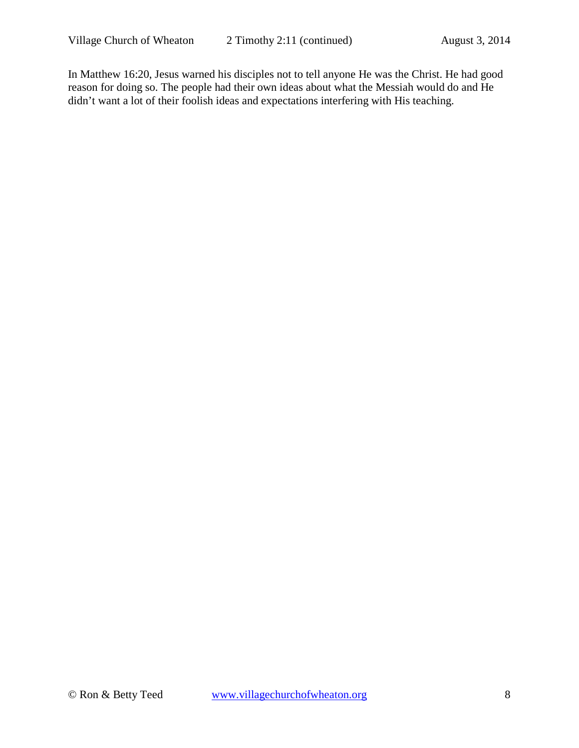In Matthew 16:20, Jesus warned his disciples not to tell anyone He was the Christ. He had good reason for doing so. The people had their own ideas about what the Messiah would do and He didn't want a lot of their foolish ideas and expectations interfering with His teaching.